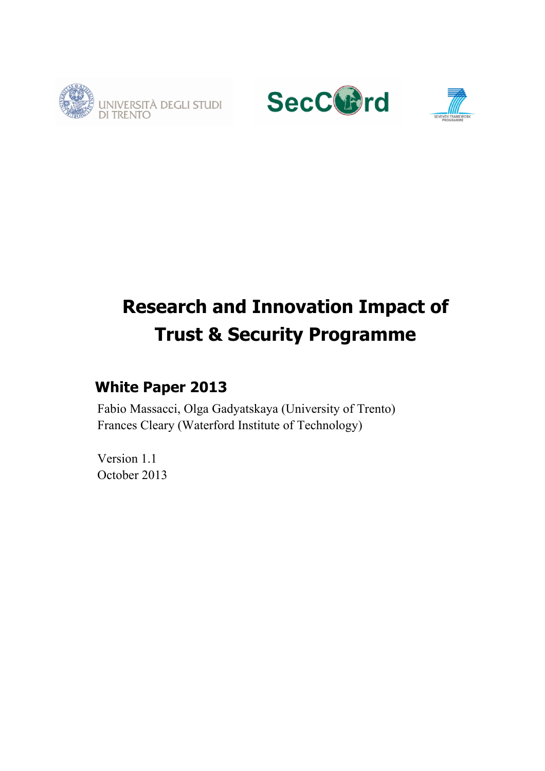# Research and Innovation Impact of Trust & Security Programme

## White Paper 2013

Fabio Massacci, Olga Gadyatskaya (University of Trento)
Frances Cleary (Waterford Institute of Technology)

Version 1.1
October 2013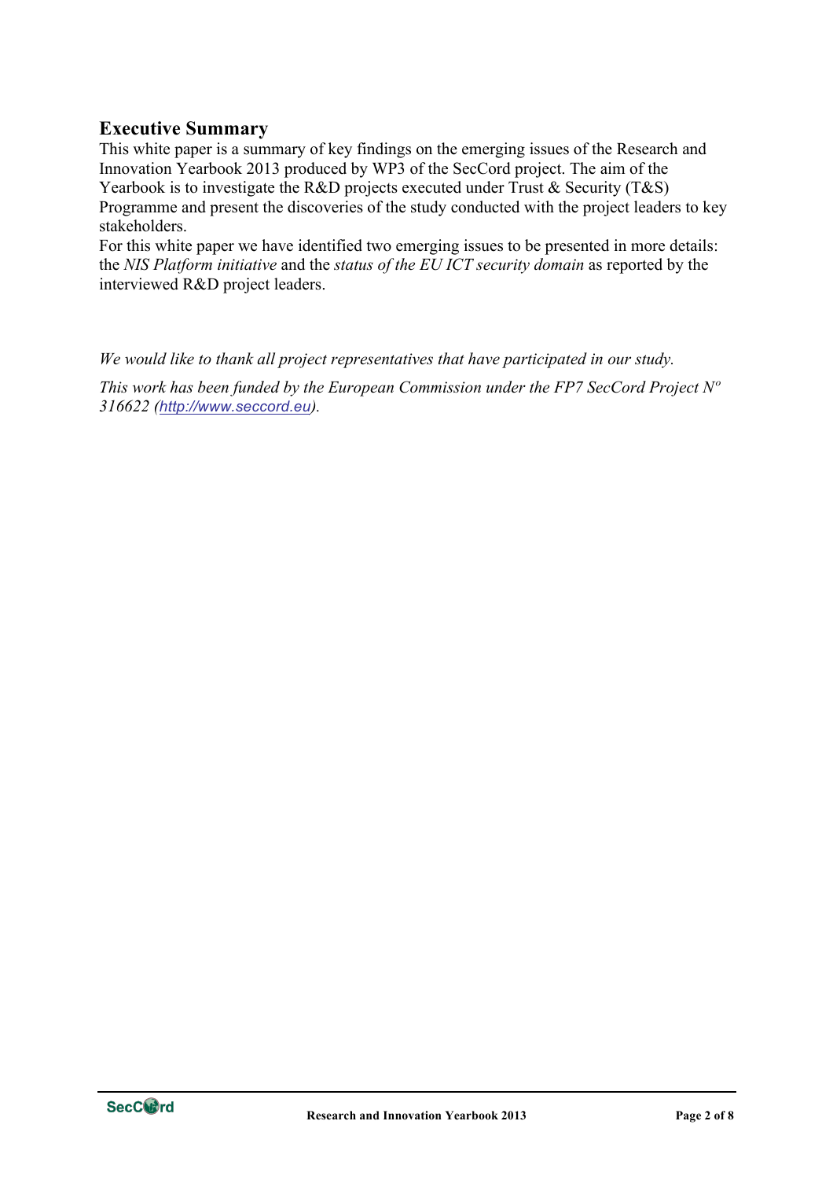## Executive Summary

This white paper is a summary of key findings on the emerging issues of the Research and Innovation Yearbook 2013 produced by WP3 of the SecCord project. The aim of the Yearbook is to investigate the R&D projects executed under Trust & Security (T&S) Programme and present the discoveries of the study conducted with the project leaders to key stakeholders.

For this white paper we have identified two emerging issues to be presented in more details: the *NIS Platform initiative* and the *status of the EU ICT security domain* as reported by the interviewed R&D project leaders.

*We would like to thank all project representatives that have participated in our study.*

*This work has been funded by the European Commission under the FP7 SecCord Project Nº 316622 (http://www.seccord.eu).*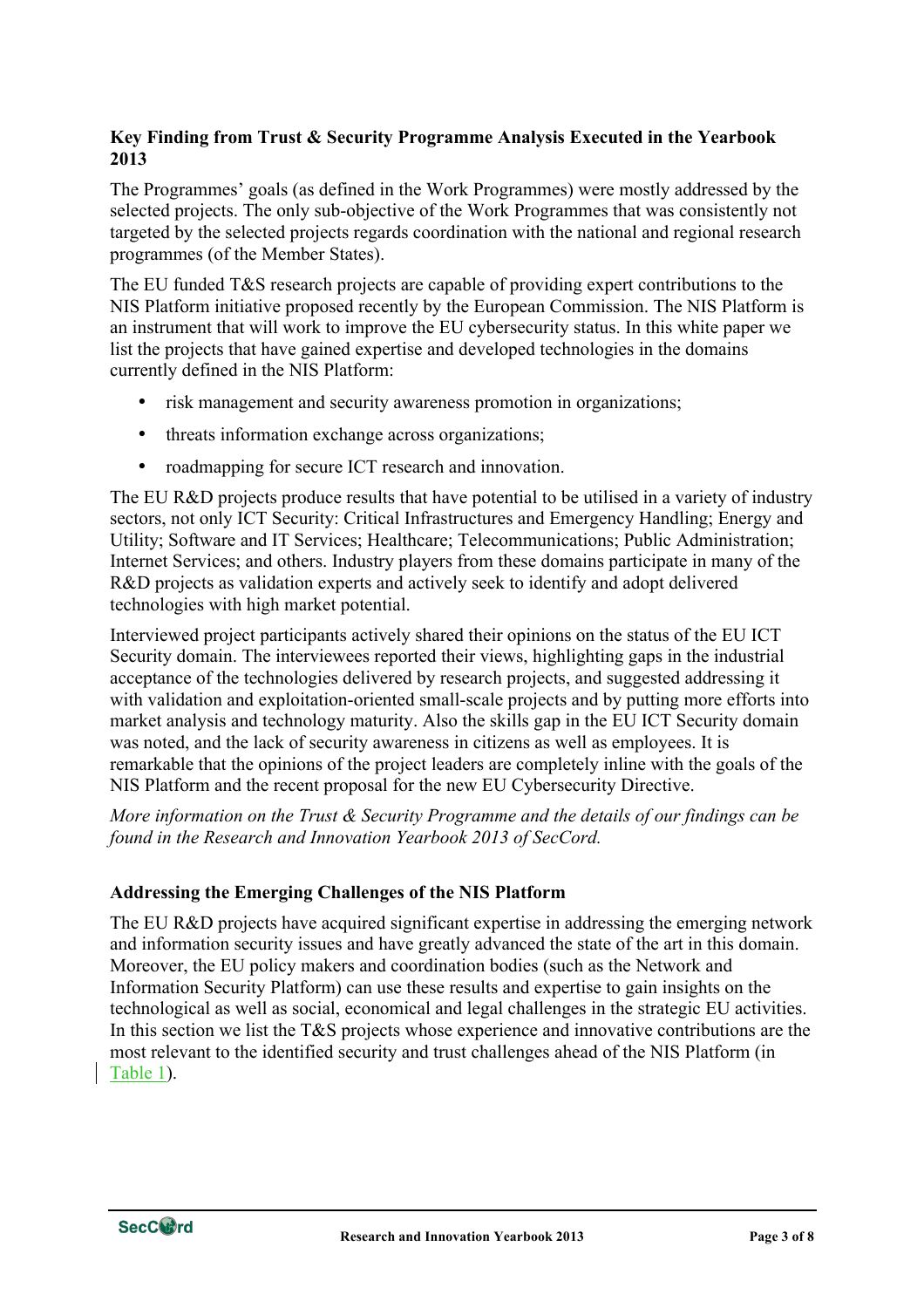**Key Finding from Trust & Security Programme Analysis Executed in the Yearbook 2013**

The Programmes' goals (as defined in the Work Programmes) were mostly addressed by the selected projects. The only sub-objective of the Work Programmes that was consistently not targeted by the selected projects regards coordination with the national and regional research programmes (of the Member States).

The EU funded T&S research projects are capable of providing expert contributions to the NIS Platform initiative proposed recently by the European Commission. The NIS Platform is an instrument that will work to improve the EU cybersecurity status. In this white paper we list the projects that have gained expertise and developed technologies in the domains currently defined in the NIS Platform:

- risk management and security awareness promotion in organizations;
- threats information exchange across organizations;
- roadmapping for secure ICT research and innovation.

The EU R&D projects produce results that have potential to be utilised in a variety of industry sectors, not only ICT Security: Critical Infrastructures and Emergency Handling; Energy and Utility; Software and IT Services; Healthcare; Telecommunications; Public Administration; Internet Services; and others. Industry players from these domains participate in many of the R&D projects as validation experts and actively seek to identify and adopt delivered technologies with high market potential.

Interviewed project participants actively shared their opinions on the status of the EU ICT Security domain. The interviewees reported their views, highlighting gaps in the industrial acceptance of the technologies delivered by research projects, and suggested addressing it with validation and exploitation-oriented small-scale projects and by putting more efforts into market analysis and technology maturity. Also the skills gap in the EU ICT Security domain was noted, and the lack of security awareness in citizens as well as employees. It is remarkable that the opinions of the project leaders are completely inline with the goals of the NIS Platform and the recent proposal for the new EU Cybersecurity Directive.

*More information on the Trust & Security Programme and the details of our findings can be found in the Research and Innovation Yearbook 2013 of SecCord.*

**Addressing the Emerging Challenges of the NIS Platform**

The EU R&D projects have acquired significant expertise in addressing the emerging network and information security issues and have greatly advanced the state of the art in this domain. Moreover, the EU policy makers and coordination bodies (such as the Network and Information Security Platform) can use these results and expertise to gain insights on the technological as well as social, economical and legal challenges in the strategic EU activities. In this section we list the T&S projects whose experience and innovative contributions are the most relevant to the identified security and trust challenges ahead of the NIS Platform (in Table 1).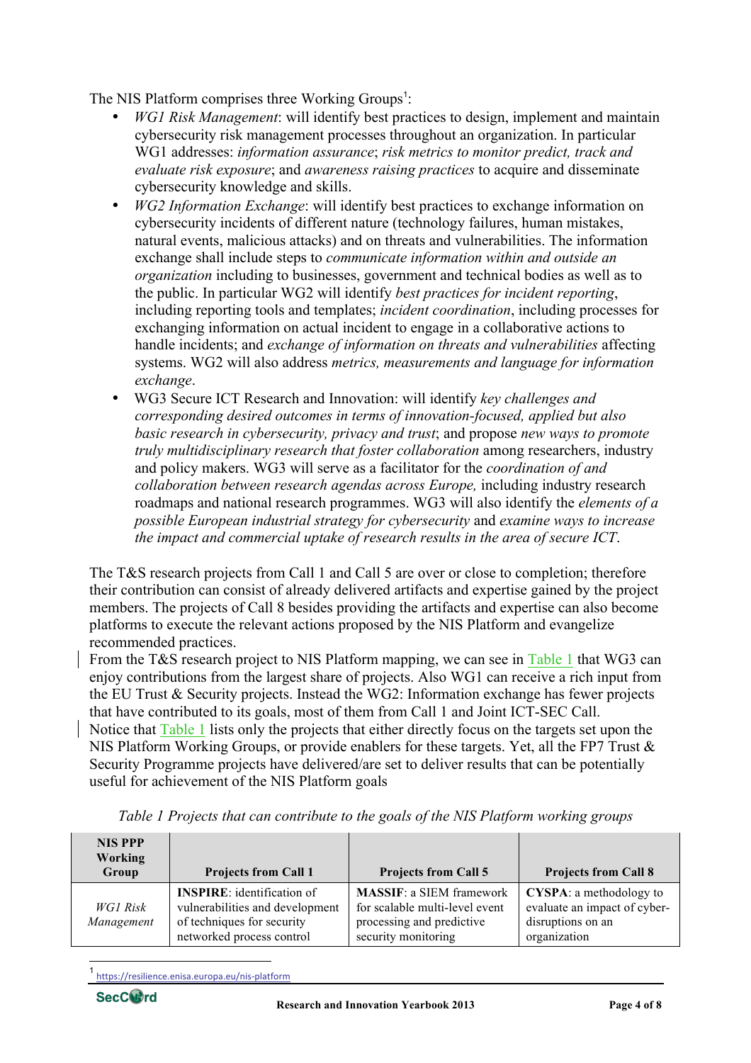The NIS Platform comprises three Working Groups[1]:

- *WG1 Risk Management*: will identify best practices to design, implement and maintain cybersecurity risk management processes throughout an organization. In particular WG1 addresses: *information assurance*; *risk metrics to monitor predict, track and evaluate risk exposure*; and *awareness raising practices* to acquire and disseminate cybersecurity knowledge and skills.
- *WG2 Information Exchange*: will identify best practices to exchange information on cybersecurity incidents of different nature (technology failures, human mistakes, natural events, malicious attacks) and on threats and vulnerabilities. The information exchange shall include steps to *communicate information within and outside an organization* including to businesses, government and technical bodies as well as to the public. In particular WG2 will identify *best practices for incident reporting*, including reporting tools and templates; *incident coordination*, including processes for exchanging information on actual incident to engage in a collaborative actions to handle incidents; and *exchange of information on threats and vulnerabilities* affecting systems. WG2 will also address *metrics, measurements and language for information exchange*.
- WG3 Secure ICT Research and Innovation: will identify *key challenges and corresponding desired outcomes in terms of innovation-focused, applied but also basic research in cybersecurity, privacy and trust*; and propose *new ways to promote truly multidisciplinary research that foster collaboration* among researchers, industry and policy makers. WG3 will serve as a facilitator for the *coordination of and collaboration between research agendas across Europe,* including industry research roadmaps and national research programmes. WG3 will also identify the *elements of a possible European industrial strategy for cybersecurity* and *examine ways to increase the impact and commercial uptake of research results in the area of secure ICT*.

The T&S research projects from Call 1 and Call 5 are over or close to completion; therefore their contribution can consist of already delivered artifacts and expertise gained by the project members. The projects of Call 8 besides providing the artifacts and expertise can also become platforms to execute the relevant actions proposed by the NIS Platform and evangelize recommended practices.

From the T&S research project to NIS Platform mapping, we can see in Table 1 that WG3 can enjoy contributions from the largest share of projects. Also WG1 can receive a rich input from the EU Trust & Security projects. Instead the WG2: Information exchange has fewer projects that have contributed to its goals, most of them from Call 1 and Joint ICT-SEC Call.

Notice that Table 1 lists only the projects that either directly focus on the targets set upon the NIS Platform Working Groups, or provide enablers for these targets. Yet, all the FP7 Trust & Security Programme projects have delivered/are set to deliver results that can be potentially useful for achievement of the NIS Platform goals

*Table 1 Projects that can contribute to the goals of the NIS Platform working groups*

| NIS PPP Working Group | Projects from Call 1 | Projects from Call 5 | Projects from Call 8 |
|---|---|---|---|
| *WG1 Risk Management* | **INSPIRE**: identification of vulnerabilities and development of techniques for security networked process control | **MASSIF**: a SIEM framework for scalable multi-level event processing and predictive security monitoring | **CYSPA**: a methodology to evaluate an impact of cyber-disruptions on an organization |

[1] https://resilience.enisa.europa.eu/nis-platform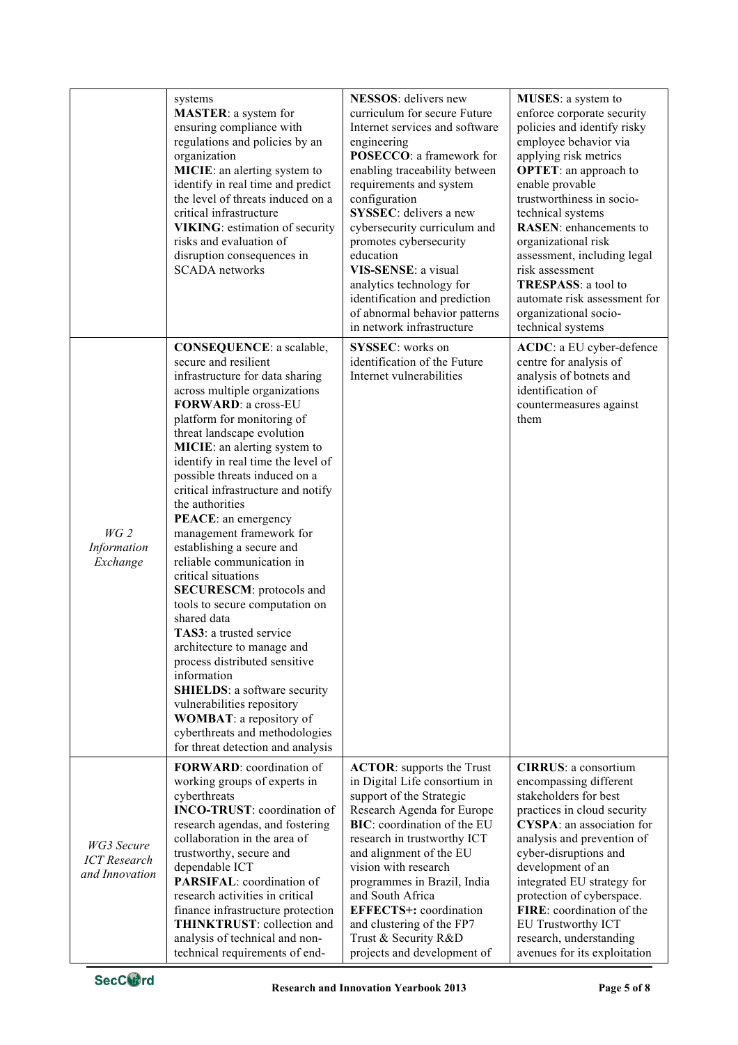| | | | |
|---|---|---|---|
| | systems<br>**MASTER**: a system for ensuring compliance with regulations and policies by an organization<br>**MICIE**: an alerting system to identify in real time and predict the level of threats induced on a critical infrastructure<br>**VIKING**: estimation of security risks and evaluation of disruption consequences in SCADA networks | **NESSOS**: delivers new curriculum for secure Future Internet services and software engineering<br>**POSECCO**: a framework for enabling traceability between requirements and system configuration<br>**SYSSEC**: delivers a new cybersecurity curriculum and promotes cybersecurity education<br>**VIS-SENSE**: a visual analytics technology for identification and prediction of abnormal behavior patterns in network infrastructure | **MUSES**: a system to enforce corporate security policies and identify risky employee behavior via applying risk metrics<br>**OPTET**: an approach to enable provable trustworthiness in socio-technical systems<br>**RASEN**: enhancements to organizational risk assessment, including legal risk assessment<br>**TRESPASS**: a tool to automate risk assessment for organizational socio-technical systems |
| *WG 2 Information Exchange* | **CONSEQUENCE**: a scalable, secure and resilient infrastructure for data sharing across multiple organizations<br>**FORWARD**: a cross-EU platform for monitoring of threat landscape evolution<br>**MICIE**: an alerting system to identify in real time the level of possible threats induced on a critical infrastructure and notify the authorities<br>**PEACE**: an emergency management framework for establishing a secure and reliable communication in critical situations<br>**SECURESCM**: protocols and tools to secure computation on shared data<br>**TAS3**: a trusted service architecture to manage and process distributed sensitive information<br>**SHIELDS**: a software security vulnerabilities repository<br>**WOMBAT**: a repository of cyberthreats and methodologies for threat detection and analysis | **SYSSEC**: works on identification of the Future Internet vulnerabilities | **ACDC**: a EU cyber-defence centre for analysis of analysis of botnets and identification of countermeasures against them |
| *WG3 Secure ICT Research and Innovation* | **FORWARD**: coordination of working groups of experts in cyberthreats<br>**INCO-TRUST**: coordination of research agendas, and fostering collaboration in the area of trustworthy, secure and dependable ICT<br>**PARSIFAL**: coordination of research activities in critical finance infrastructure protection<br>**THINKTRUST**: collection and analysis of technical and non-technical requirements of end- | **ACTOR**: supports the Trust in Digital Life consortium in support of the Strategic Research Agenda for Europe<br>**BIC**: coordination of the EU research in trustworthy ICT and alignment of the EU vision with research programmes in Brazil, India and South Africa<br>**EFFECTS+:** coordination and clustering of the FP7 Trust & Security R&D projects and development of | **CIRRUS**: a consortium encompassing different stakeholders for best practices in cloud security<br>**CYSPA**: an association for analysis and prevention of cyber-disruptions and development of an integrated EU strategy for protection of cyberspace.<br>**FIRE**: coordination of the EU Trustworthy ICT research, understanding avenues for its exploitation |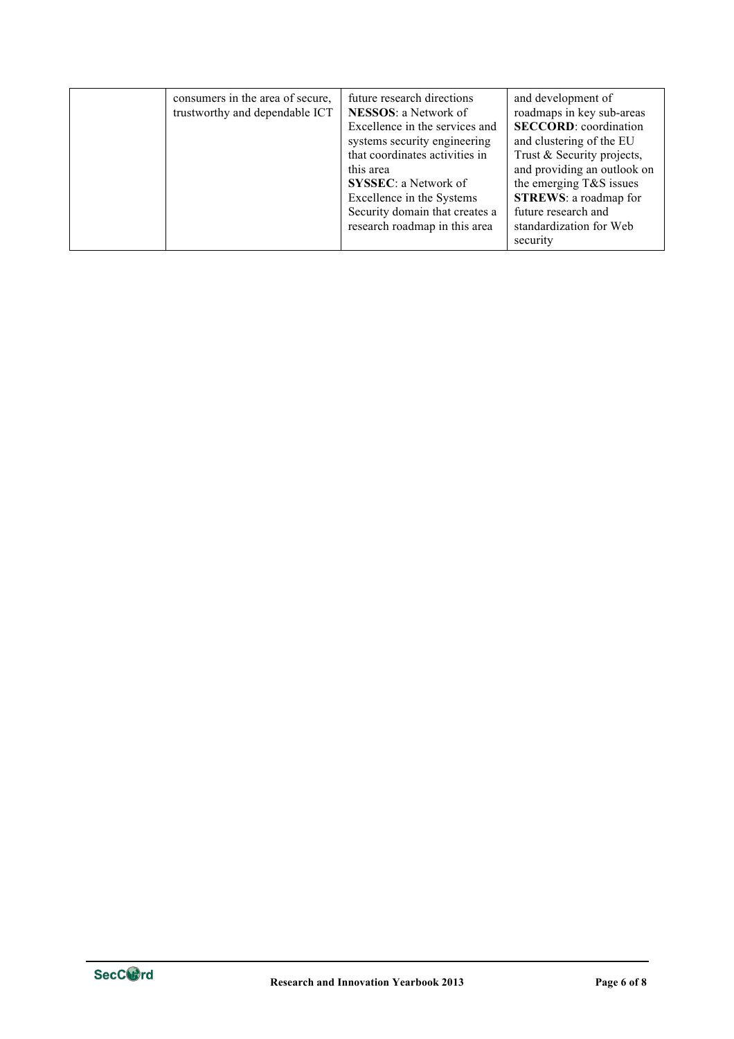|  | consumers in the area of secure, trustworthy and dependable ICT | future research directions **NESSOS**: a Network of Excellence in the services and systems security engineering that coordinates activities in this area **SYSSEC**: a Network of Excellence in the Systems Security domain that creates a research roadmap in this area | and development of roadmaps in key sub-areas **SECCORD**: coordination and clustering of the EU Trust & Security projects, and providing an outlook on the emerging T&S issues **STREWS**: a roadmap for future research and standardization for Web security |
|---|---|---|---|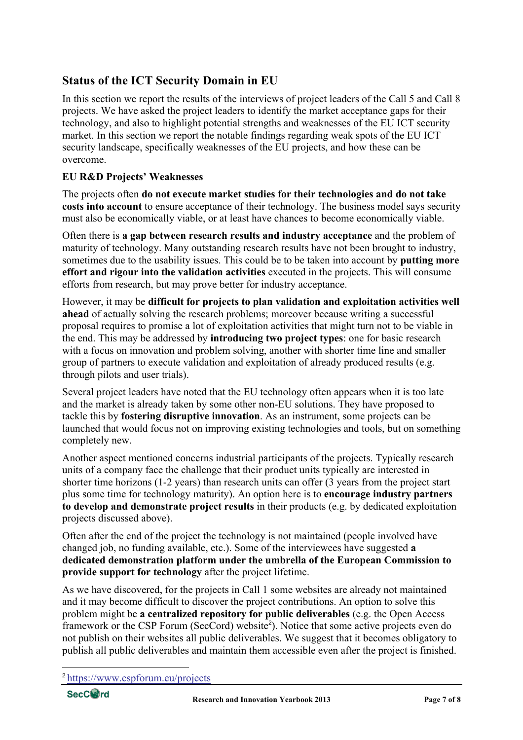## Status of the ICT Security Domain in EU

In this section we report the results of the interviews of project leaders of the Call 5 and Call 8 projects. We have asked the project leaders to identify the market acceptance gaps for their technology, and also to highlight potential strengths and weaknesses of the EU ICT security market. In this section we report the notable findings regarding weak spots of the EU ICT security landscape, specifically weaknesses of the EU projects, and how these can be overcome.

### EU R&D Projects' Weaknesses

The projects often **do not execute market studies for their technologies and do not take costs into account** to ensure acceptance of their technology. The business model says security must also be economically viable, or at least have chances to become economically viable.

Often there is **a gap between research results and industry acceptance** and the problem of maturity of technology. Many outstanding research results have not been brought to industry, sometimes due to the usability issues. This could be to be taken into account by **putting more effort and rigour into the validation activities** executed in the projects. This will consume efforts from research, but may prove better for industry acceptance.

However, it may be **difficult for projects to plan validation and exploitation activities well ahead** of actually solving the research problems; moreover because writing a successful proposal requires to promise a lot of exploitation activities that might turn not to be viable in the end. This may be addressed by **introducing two project types**: one for basic research with a focus on innovation and problem solving, another with shorter time line and smaller group of partners to execute validation and exploitation of already produced results (e.g. through pilots and user trials).

Several project leaders have noted that the EU technology often appears when it is too late and the market is already taken by some other non-EU solutions. They have proposed to tackle this by **fostering disruptive innovation**. As an instrument, some projects can be launched that would focus not on improving existing technologies and tools, but on something completely new.

Another aspect mentioned concerns industrial participants of the projects. Typically research units of a company face the challenge that their product units typically are interested in shorter time horizons (1-2 years) than research units can offer (3 years from the project start plus some time for technology maturity). An option here is to **encourage industry partners to develop and demonstrate project results** in their products (e.g. by dedicated exploitation projects discussed above).

Often after the end of the project the technology is not maintained (people involved have changed job, no funding available, etc.). Some of the interviewees have suggested **a dedicated demonstration platform under the umbrella of the European Commission to provide support for technology** after the project lifetime.

As we have discovered, for the projects in Call 1 some websites are already not maintained and it may become difficult to discover the project contributions. An option to solve this problem might be **a centralized repository for public deliverables** (e.g. the Open Access framework or the CSP Forum (SecCord) website[2]). Notice that some active projects even do not publish on their websites all public deliverables. We suggest that it becomes obligatory to publish all public deliverables and maintain them accessible even after the project is finished.

[2] https://www.cspforum.eu/projects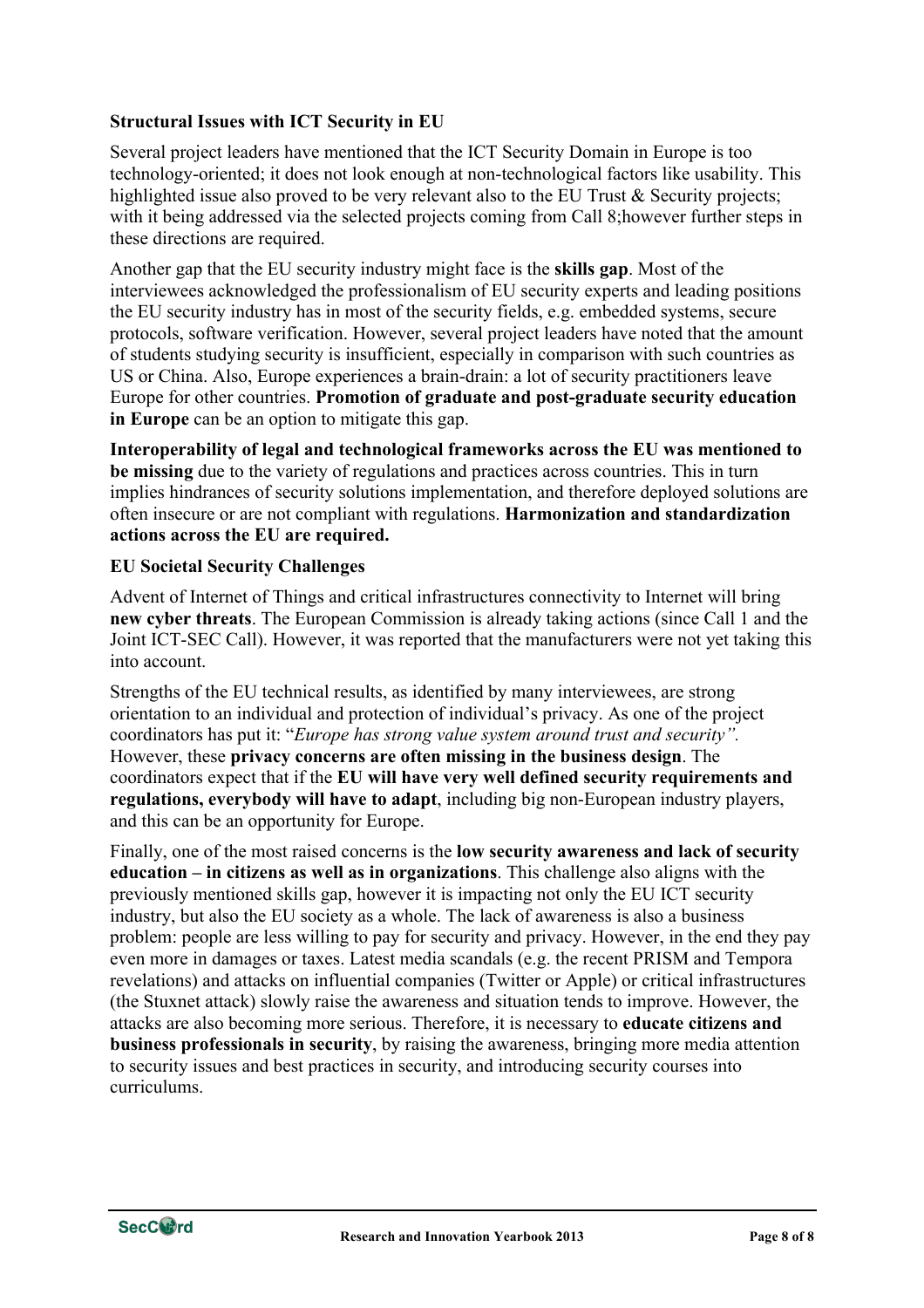**Structural Issues with ICT Security in EU**

Several project leaders have mentioned that the ICT Security Domain in Europe is too technology-oriented; it does not look enough at non-technological factors like usability. This highlighted issue also proved to be very relevant also to the EU Trust & Security projects; with it being addressed via the selected projects coming from Call 8;however further steps in these directions are required.

Another gap that the EU security industry might face is the **skills gap**. Most of the interviewees acknowledged the professionalism of EU security experts and leading positions the EU security industry has in most of the security fields, e.g. embedded systems, secure protocols, software verification. However, several project leaders have noted that the amount of students studying security is insufficient, especially in comparison with such countries as US or China. Also, Europe experiences a brain-drain: a lot of security practitioners leave Europe for other countries. **Promotion of graduate and post-graduate security education in Europe** can be an option to mitigate this gap.

**Interoperability of legal and technological frameworks across the EU was mentioned to be missing** due to the variety of regulations and practices across countries. This in turn implies hindrances of security solutions implementation, and therefore deployed solutions are often insecure or are not compliant with regulations. **Harmonization and standardization actions across the EU are required.**

**EU Societal Security Challenges**

Advent of Internet of Things and critical infrastructures connectivity to Internet will bring **new cyber threats**. The European Commission is already taking actions (since Call 1 and the Joint ICT-SEC Call). However, it was reported that the manufacturers were not yet taking this into account.

Strengths of the EU technical results, as identified by many interviewees, are strong orientation to an individual and protection of individual's privacy. As one of the project coordinators has put it: "*Europe has strong value system around trust and security".* However, these **privacy concerns are often missing in the business design**. The coordinators expect that if the **EU will have very well defined security requirements and regulations, everybody will have to adapt**, including big non-European industry players, and this can be an opportunity for Europe.

Finally, one of the most raised concerns is the **low security awareness and lack of security education – in citizens as well as in organizations**. This challenge also aligns with the previously mentioned skills gap, however it is impacting not only the EU ICT security industry, but also the EU society as a whole. The lack of awareness is also a business problem: people are less willing to pay for security and privacy. However, in the end they pay even more in damages or taxes. Latest media scandals (e.g. the recent PRISM and Tempora revelations) and attacks on influential companies (Twitter or Apple) or critical infrastructures (the Stuxnet attack) slowly raise the awareness and situation tends to improve. However, the attacks are also becoming more serious. Therefore, it is necessary to **educate citizens and business professionals in security**, by raising the awareness, bringing more media attention to security issues and best practices in security, and introducing security courses into curriculums.